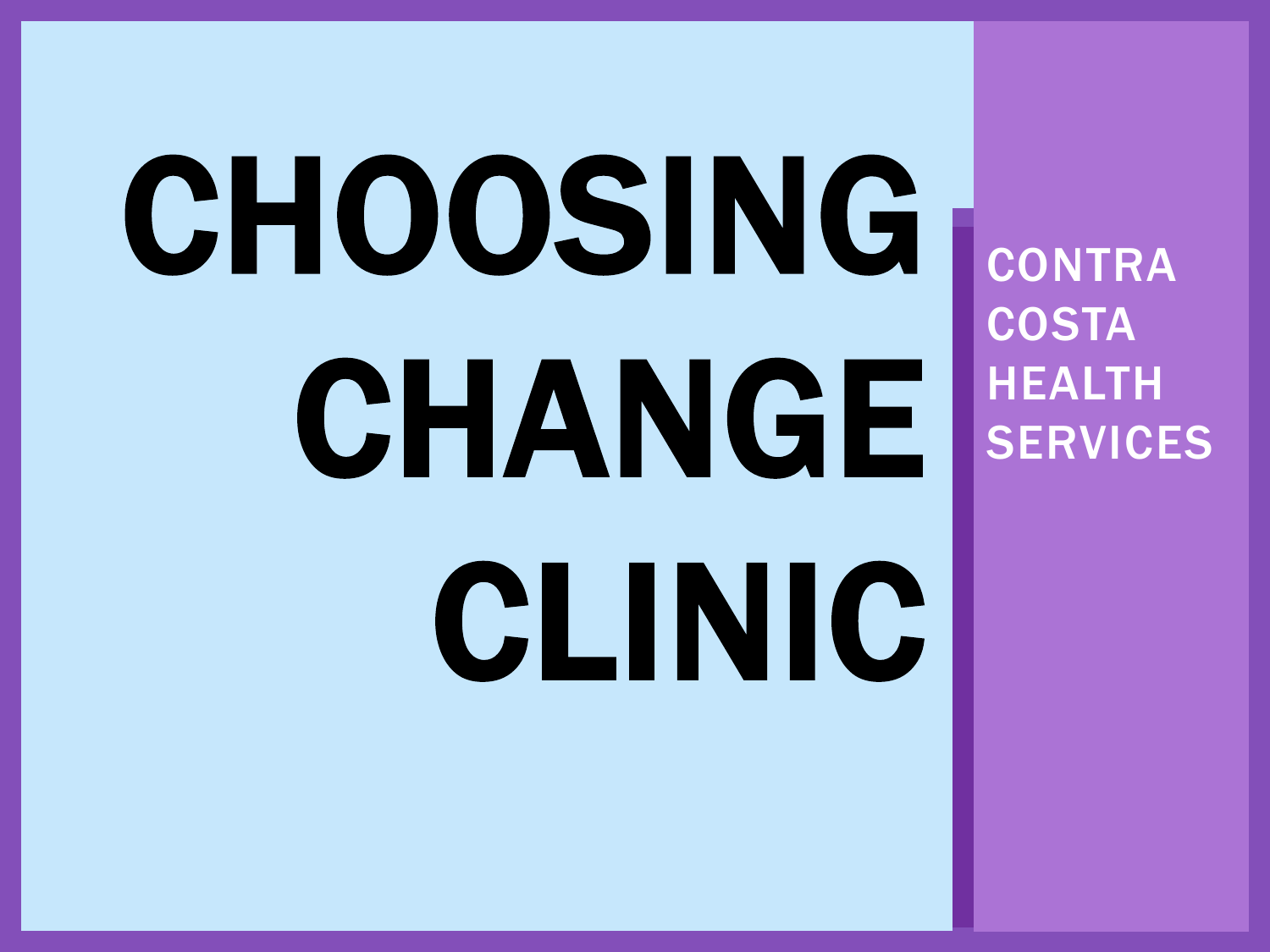# CHOOSING CHANGE CLINIC

CONTRA COSTA HEALTH SERVICES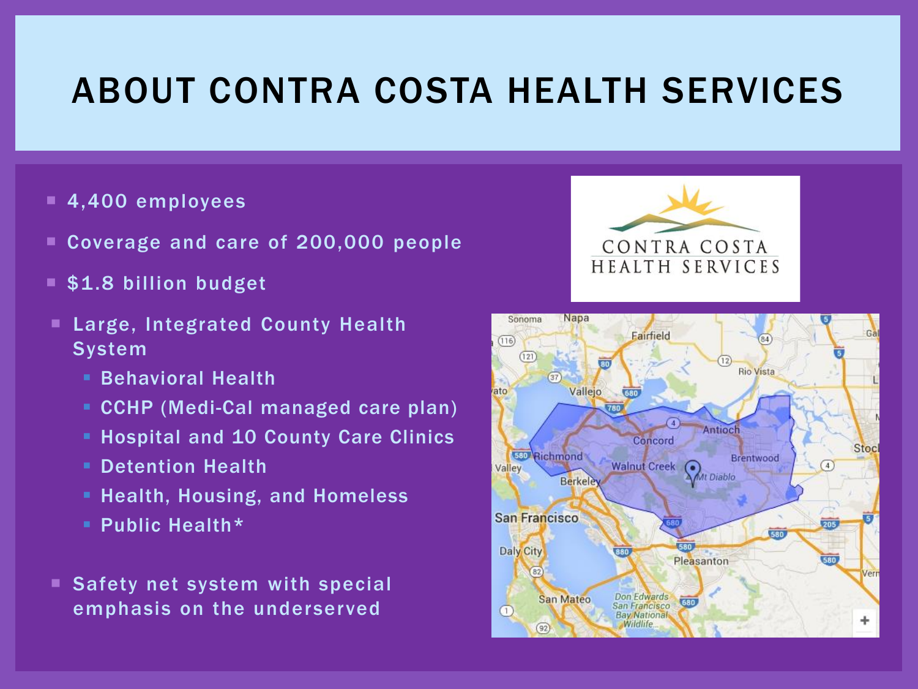# ABOUT CONTRA COSTA HEALTH SERVICES

- 4,400 employees
- Coverage and care of 200,000 people
- $1.8 billion budget
- Large, Integrated County Health System
  - Behavioral Health
  - CCHP (Medi-Cal managed care plan)
  - Hospital and 10 County Care Clinics
  - Detention Health
  - Health, Housing, and Homeless
  - Public Health*
- Safety net system with special emphasis on the underserved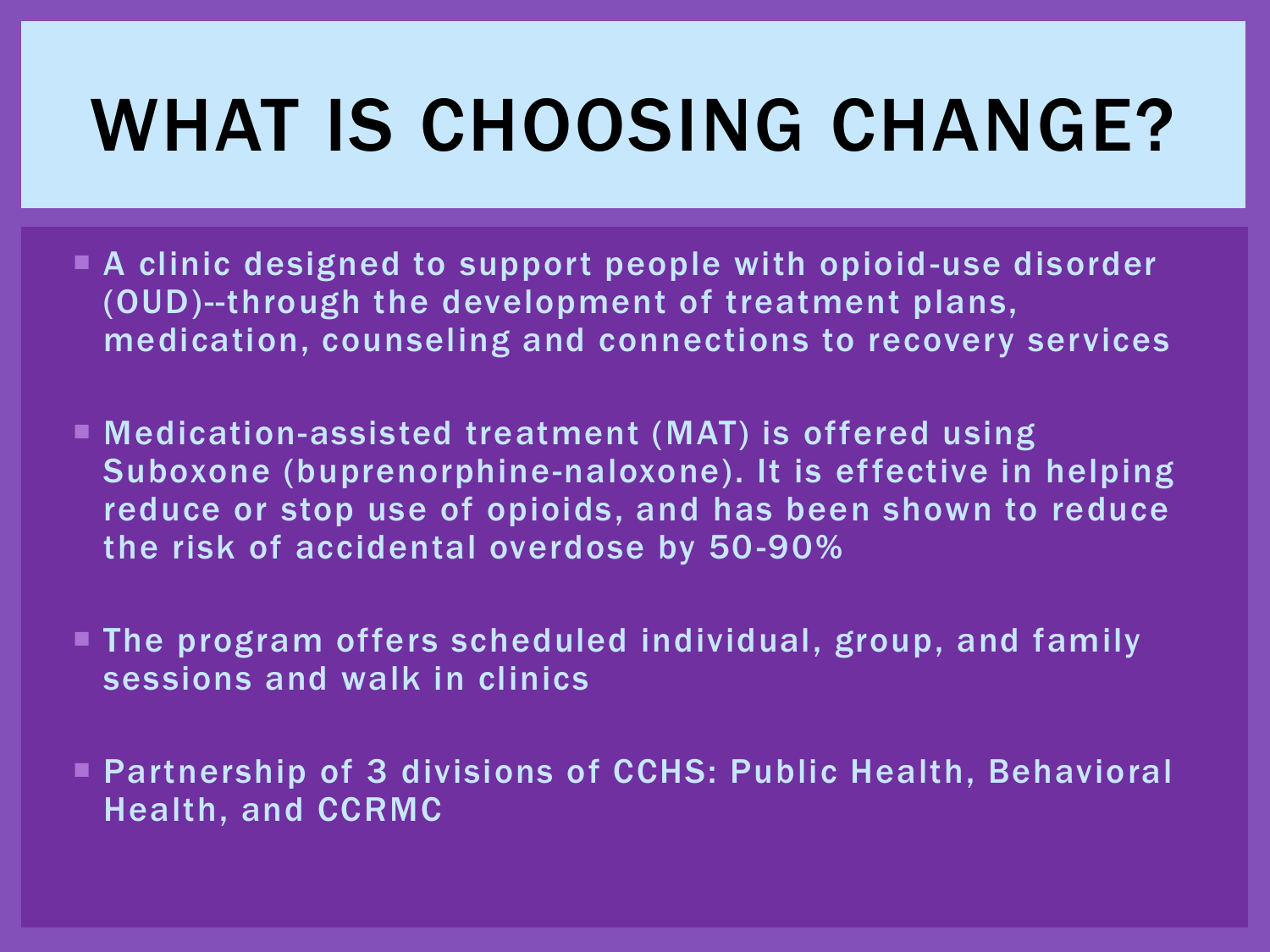# WHAT IS CHOOSING CHANGE?

- A clinic designed to support people with opioid-use disorder (OUD)--through the development of treatment plans, medication, counseling and connections to recovery services
- Medication-assisted treatment (MAT) is offered using Suboxone (buprenorphine-naloxone). It is effective in helping reduce or stop use of opioids, and has been shown to reduce the risk of accidental overdose by 50-90%
- The program offers scheduled individual, group, and family sessions and walk in clinics
- Partnership of 3 divisions of CCHS: Public Health, Behavioral Health, and CCRMC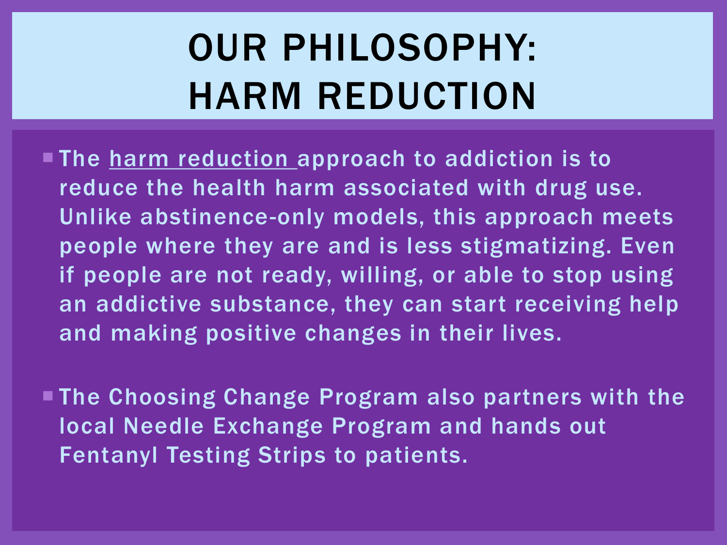# OUR PHILOSOPHY: HARM REDUCTION

- The harm reduction approach to addiction is to reduce the health harm associated with drug use. Unlike abstinence-only models, this approach meets people where they are and is less stigmatizing. Even if people are not ready, willing, or able to stop using an addictive substance, they can start receiving help and making positive changes in their lives.

- The Choosing Change Program also partners with the local Needle Exchange Program and hands out Fentanyl Testing Strips to patients.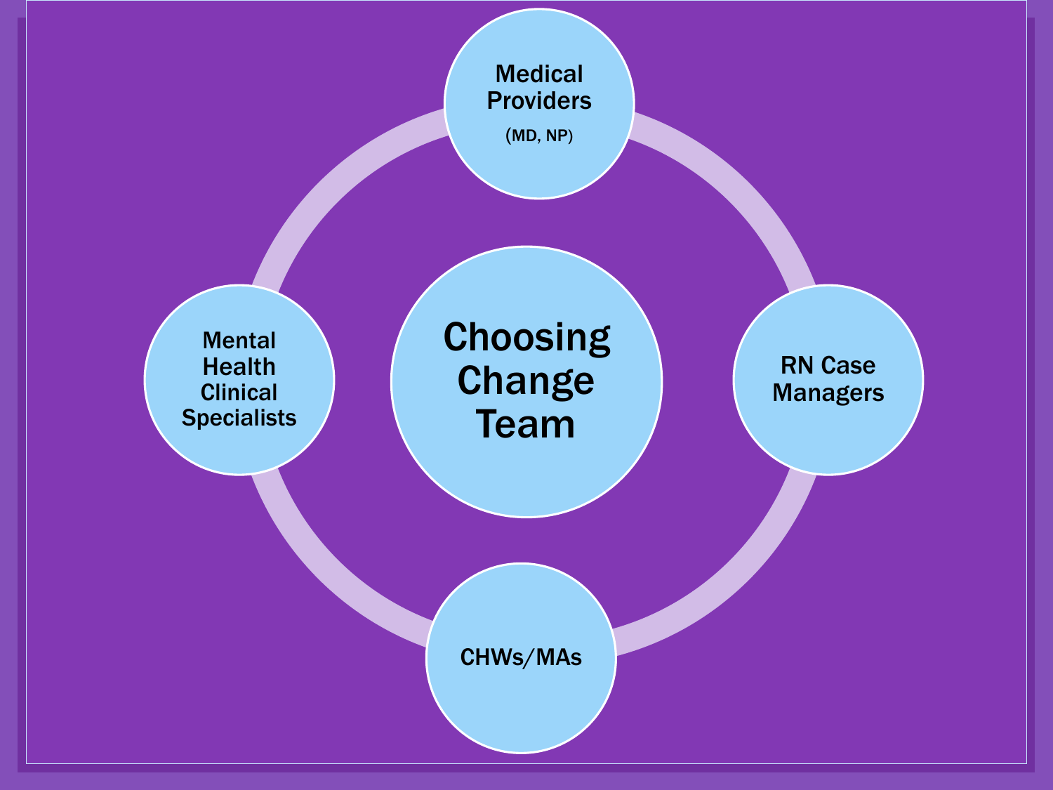Choosing Change Team

Medical Providers (MD, NP)

RN Case Managers

CHWs/MAs

Mental Health Clinical Specialists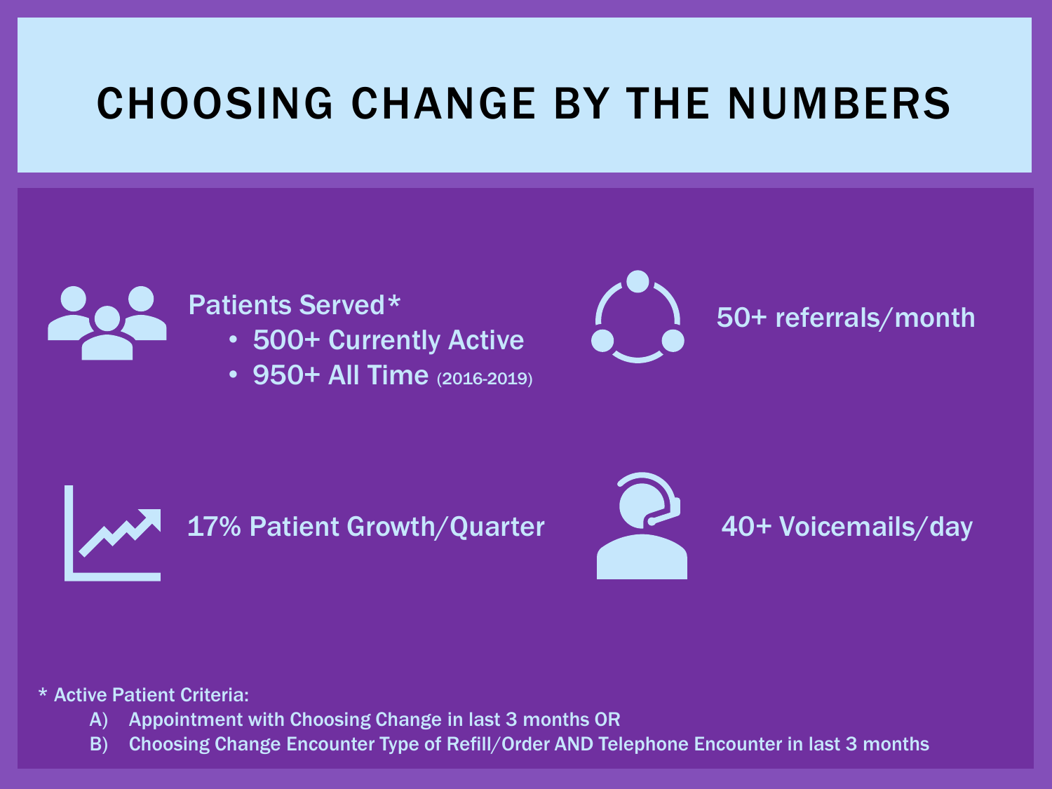# CHOOSING CHANGE BY THE NUMBERS

Patients Served*

- 500+ Currently Active
- 950+ All Time (2016-2019)

50+ referrals/month

17% Patient Growth/Quarter

40+ Voicemails/day

* Active Patient Criteria:

A) Appointment with Choosing Change in last 3 months OR

B) Choosing Change Encounter Type of Refill/Order AND Telephone Encounter in last 3 months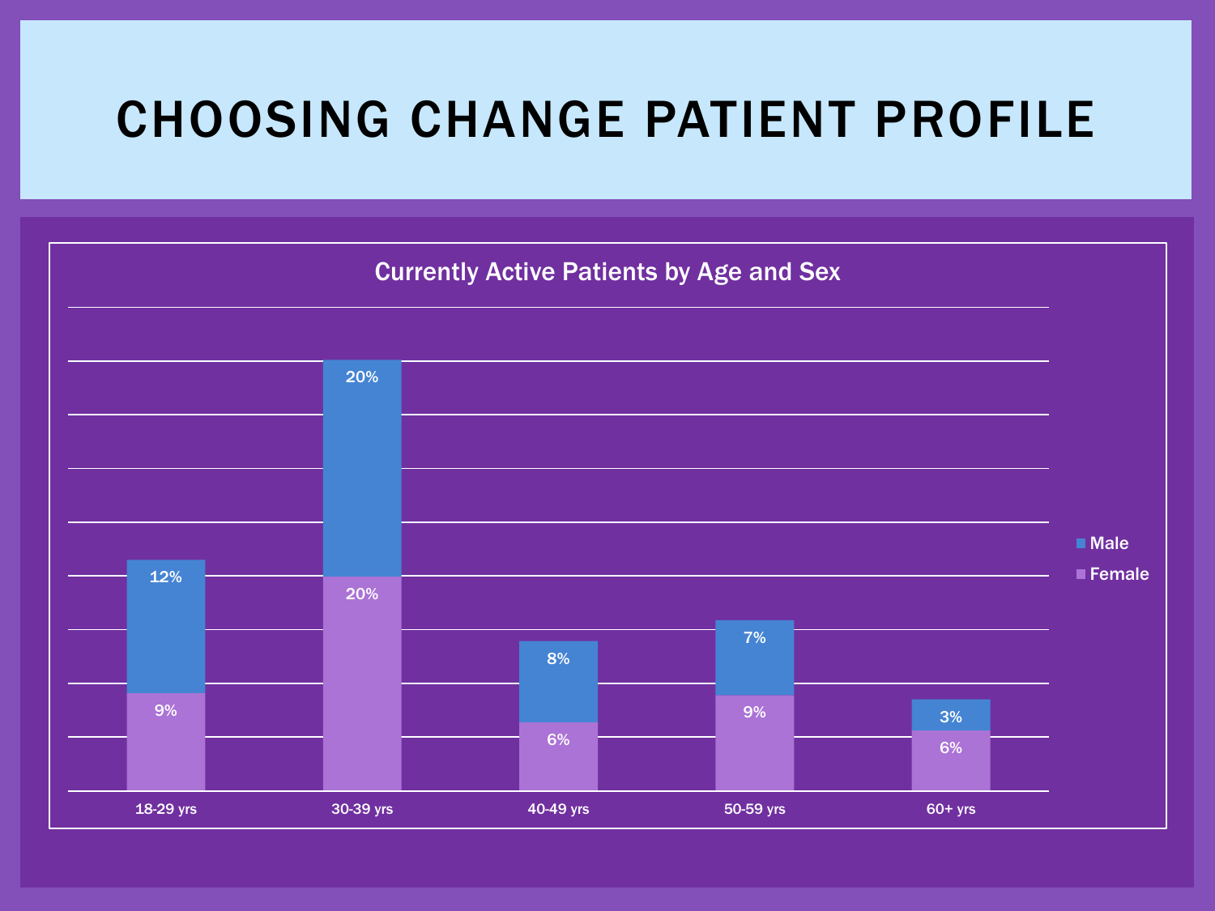# CHOOSING CHANGE PATIENT PROFILE

Currently Active Patients by Age and Sex

Male
Female

12%
9%
18-29 yrs

20%
20%
30-39 yrs

8%
6%
40-49 yrs

7%
9%
50-59 yrs

3%
6%
60+ yrs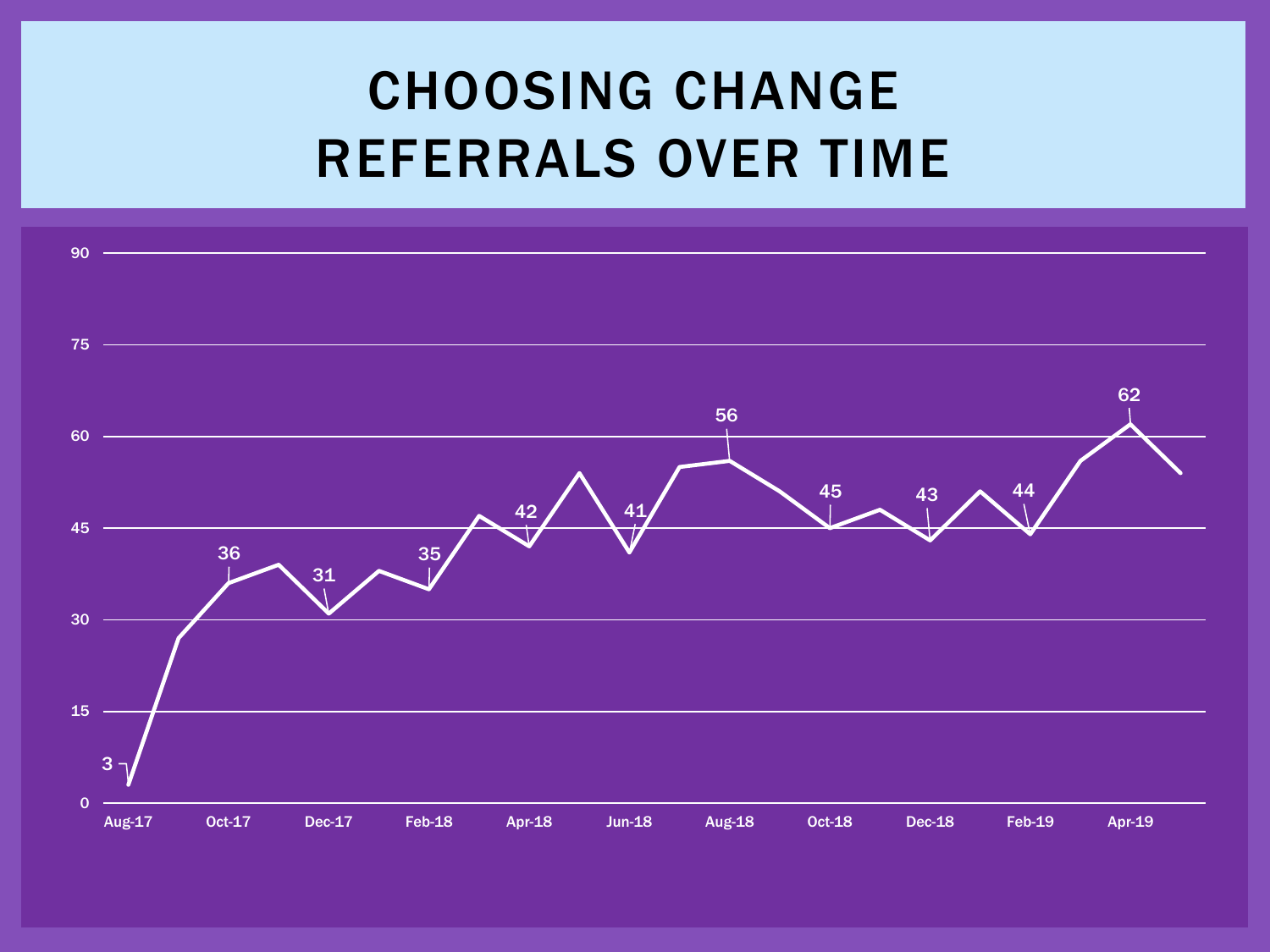# CHOOSING CHANGE REFERRALS OVER TIME

90
75
60
45
30
15
0

Aug-17
Oct-17
Dec-17
Feb-18
Apr-18
Jun-18
Aug-18
Oct-18
Dec-18
Feb-19
Apr-19

3
36
31
35
42
41
56
45
43
44
62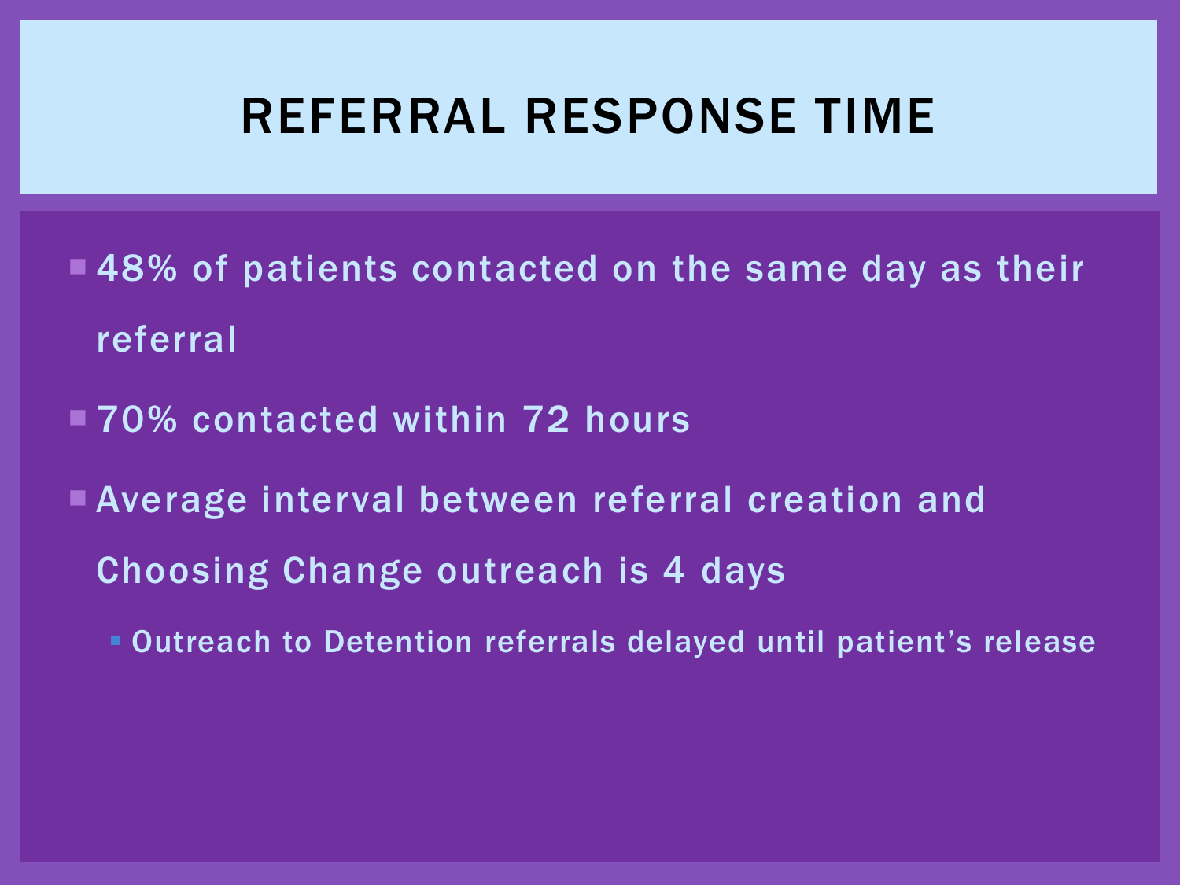# REFERRAL RESPONSE TIME

- 48% of patients contacted on the same day as their referral
- 70% contacted within 72 hours
- Average interval between referral creation and Choosing Change outreach is 4 days
  - Outreach to Detention referrals delayed until patient's release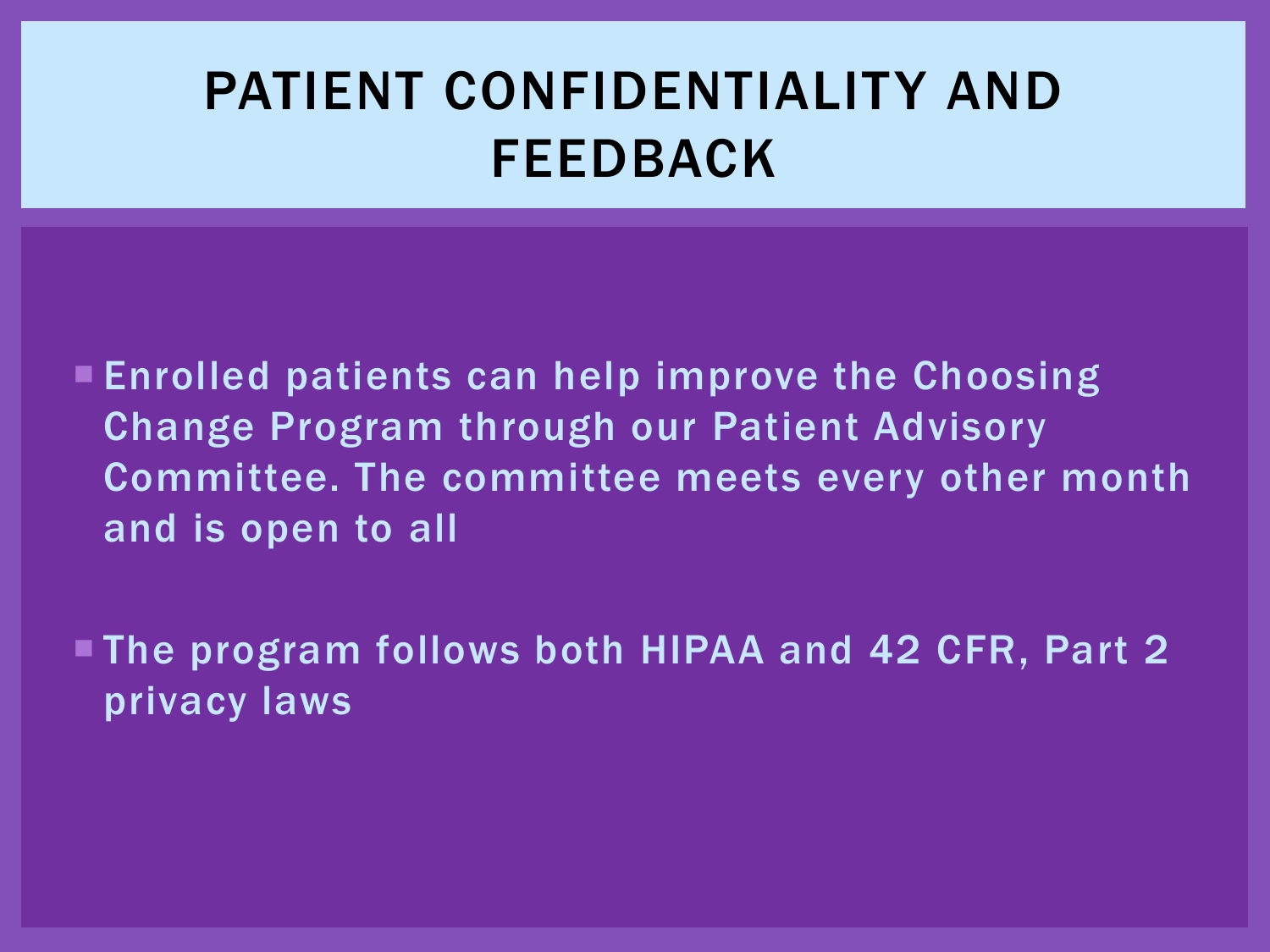# PATIENT CONFIDENTIALITY AND FEEDBACK

- Enrolled patients can help improve the Choosing Change Program through our Patient Advisory Committee. The committee meets every other month and is open to all

- The program follows both HIPAA and 42 CFR, Part 2 privacy laws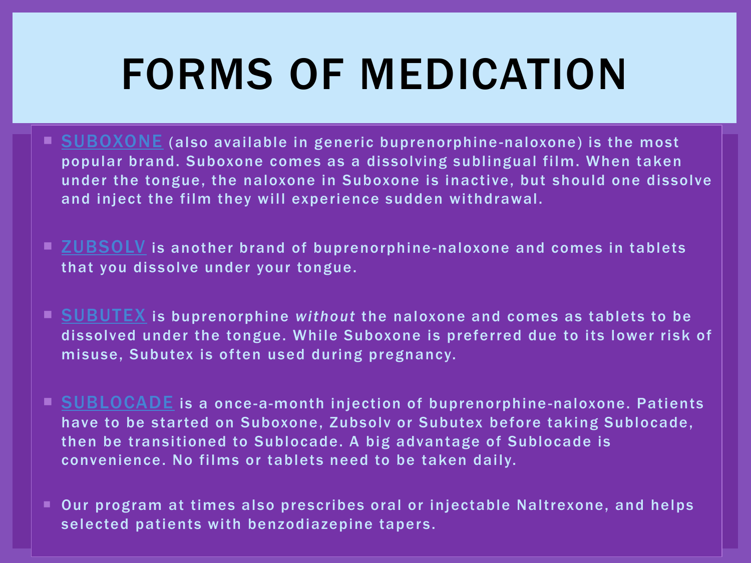# FORMS OF MEDICATION

- SUBOXONE (also available in generic buprenorphine-naloxone) is the most popular brand. Suboxone comes as a dissolving sublingual film. When taken under the tongue, the naloxone in Suboxone is inactive, but should one dissolve and inject the film they will experience sudden withdrawal.
- ZUBSOLV is another brand of buprenorphine-naloxone and comes in tablets that you dissolve under your tongue.
- SUBUTEX is buprenorphine *without* the naloxone and comes as tablets to be dissolved under the tongue. While Suboxone is preferred due to its lower risk of misuse, Subutex is often used during pregnancy.
- SUBLOCADE is a once-a-month injection of buprenorphine-naloxone. Patients have to be started on Suboxone, Zubsolv or Subutex before taking Sublocade, then be transitioned to Sublocade. A big advantage of Sublocade is convenience. No films or tablets need to be taken daily.
- Our program at times also prescribes oral or injectable Naltrexone, and helps selected patients with benzodiazepine tapers.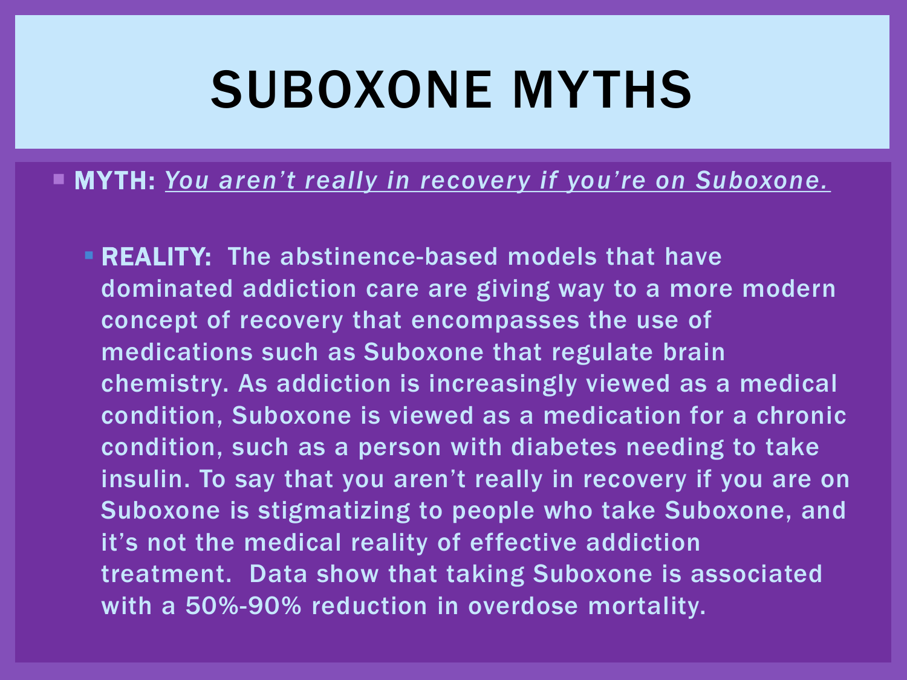# SUBOXONE MYTHS

- **MYTH:** *You aren't really in recovery if you're on Suboxone.*

  - **REALITY:** The abstinence-based models that have dominated addiction care are giving way to a more modern concept of recovery that encompasses the use of medications such as Suboxone that regulate brain chemistry. As addiction is increasingly viewed as a medical condition, Suboxone is viewed as a medication for a chronic condition, such as a person with diabetes needing to take insulin. To say that you aren't really in recovery if you are on Suboxone is stigmatizing to people who take Suboxone, and it's not the medical reality of effective addiction treatment. Data show that taking Suboxone is associated with a 50%-90% reduction in overdose mortality.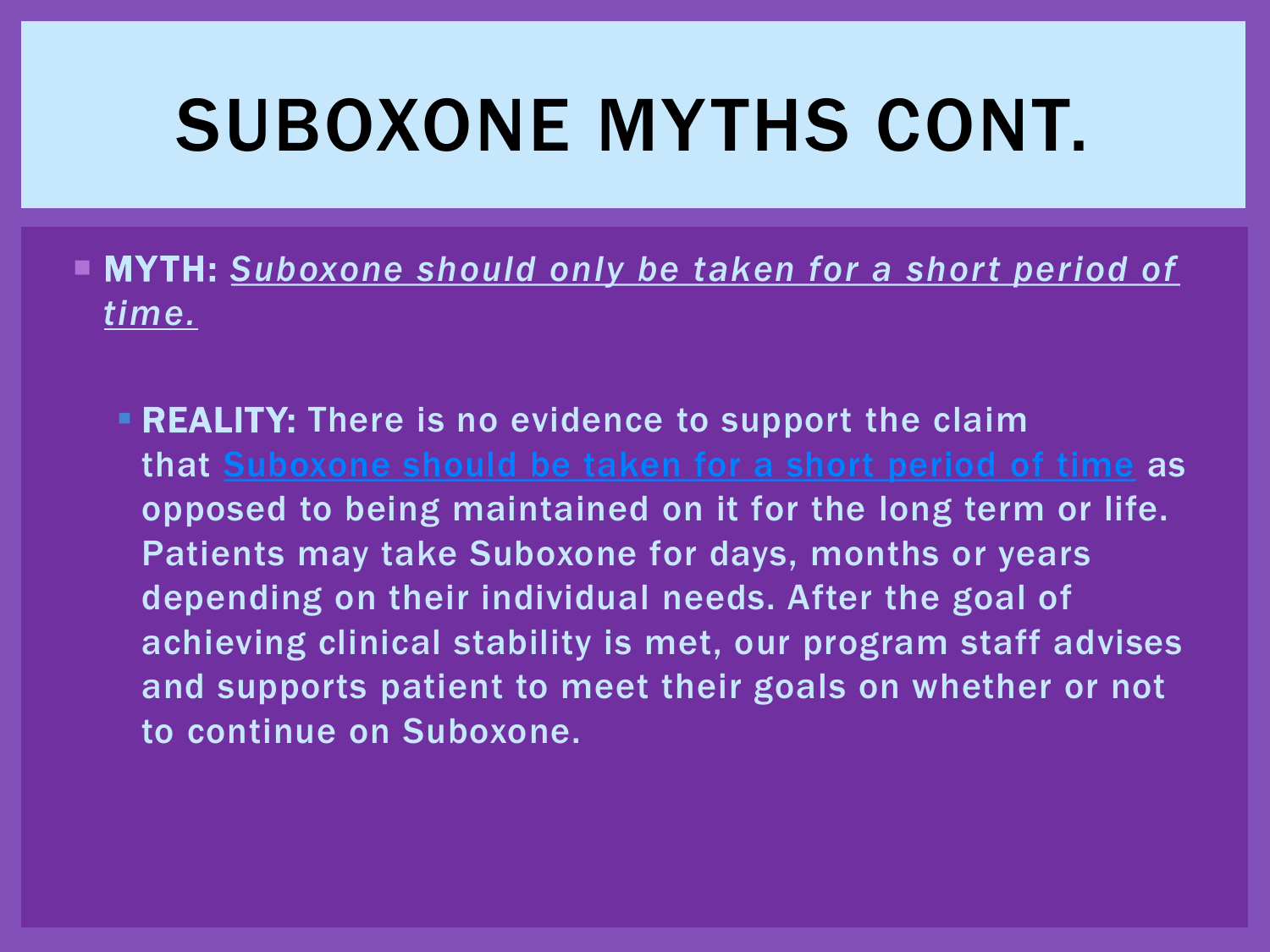# SUBOXONE MYTHS CONT.

- **MYTH:** *Suboxone should only be taken for a short period of time.*
  - **REALITY:** There is no evidence to support the claim that Suboxone should be taken for a short period of time as opposed to being maintained on it for the long term or life. Patients may take Suboxone for days, months or years depending on their individual needs. After the goal of achieving clinical stability is met, our program staff advises and supports patient to meet their goals on whether or not to continue on Suboxone.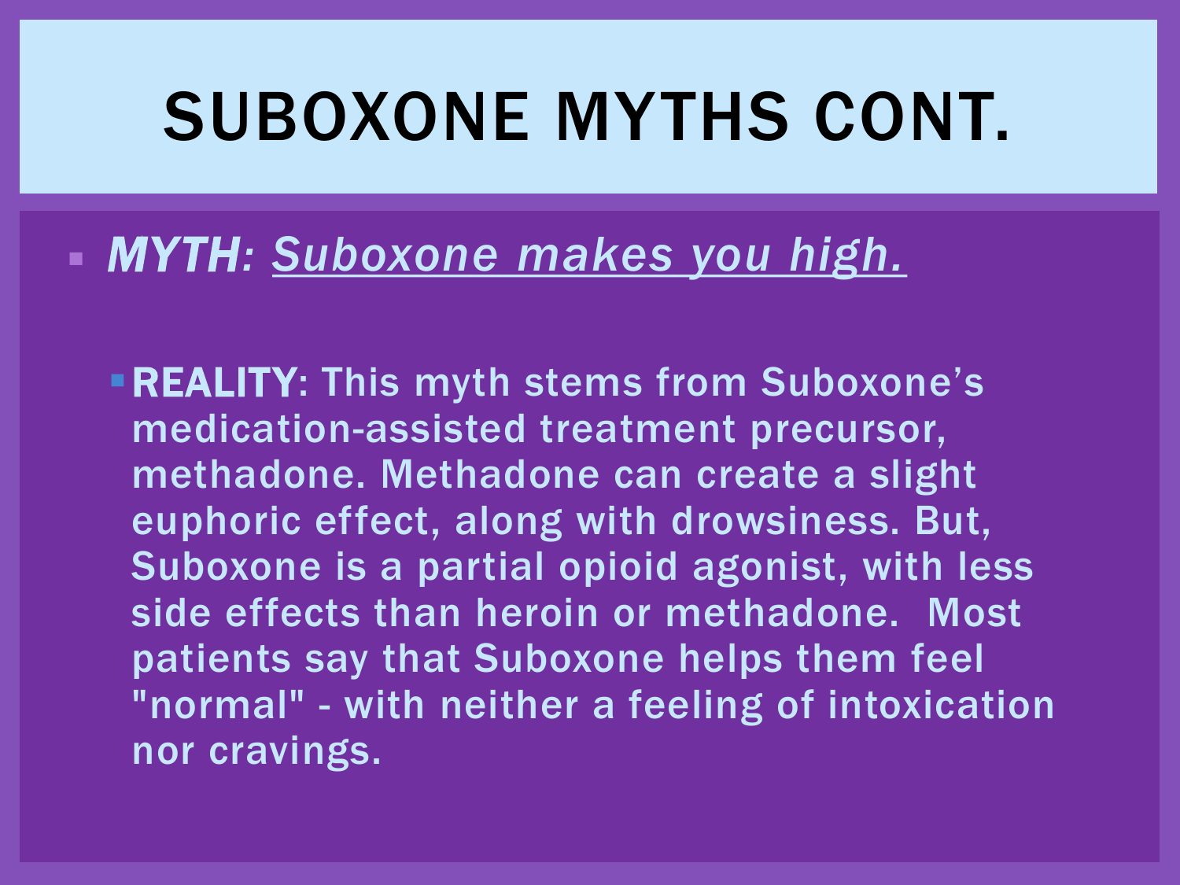# SUBOXONE MYTHS CONT.

- ***MYTH**: Suboxone makes you high.*

  - **REALITY**: This myth stems from Suboxone's medication-assisted treatment precursor, methadone. Methadone can create a slight euphoric effect, along with drowsiness. But, Suboxone is a partial opioid agonist, with less side effects than heroin or methadone. Most patients say that Suboxone helps them feel "normal" - with neither a feeling of intoxication nor cravings.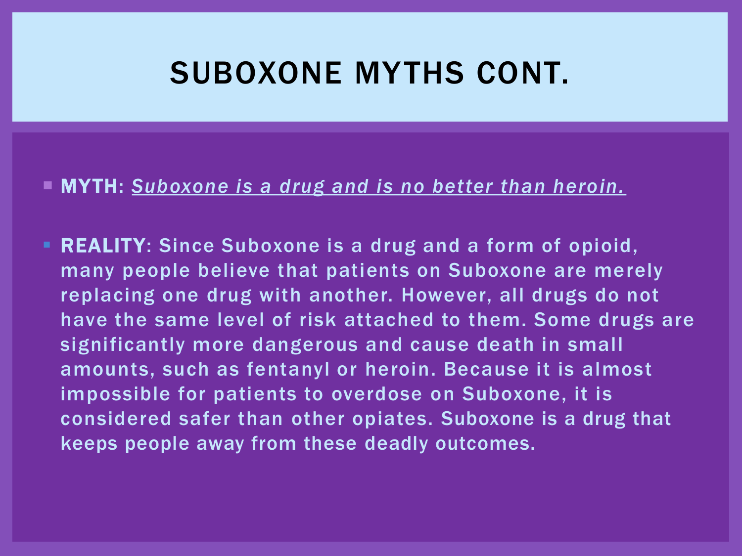# SUBOXONE MYTHS CONT.

- **MYTH**: *Suboxone is a drug and is no better than heroin.*

- **REALITY**: Since Suboxone is a drug and a form of opioid, many people believe that patients on Suboxone are merely replacing one drug with another. However, all drugs do not have the same level of risk attached to them. Some drugs are significantly more dangerous and cause death in small amounts, such as fentanyl or heroin. Because it is almost impossible for patients to overdose on Suboxone, it is considered safer than other opiates. Suboxone is a drug that keeps people away from these deadly outcomes.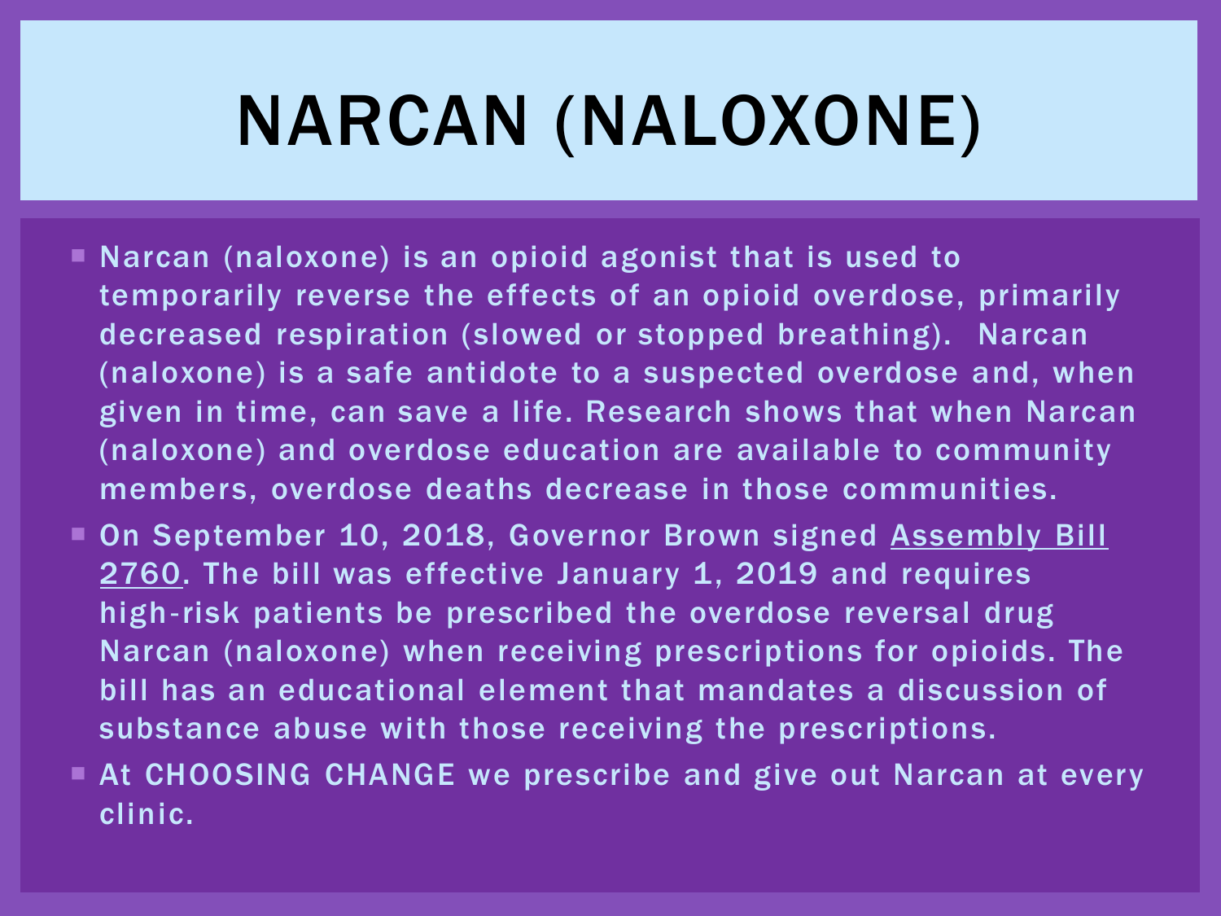# NARCAN (NALOXONE)

- Narcan (naloxone) is an opioid agonist that is used to temporarily reverse the effects of an opioid overdose, primarily decreased respiration (slowed or stopped breathing). Narcan (naloxone) is a safe antidote to a suspected overdose and, when given in time, can save a life. Research shows that when Narcan (naloxone) and overdose education are available to community members, overdose deaths decrease in those communities.
- On September 10, 2018, Governor Brown signed Assembly Bill 2760. The bill was effective January 1, 2019 and requires high-risk patients be prescribed the overdose reversal drug Narcan (naloxone) when receiving prescriptions for opioids. The bill has an educational element that mandates a discussion of substance abuse with those receiving the prescriptions.
- At CHOOSING CHANGE we prescribe and give out Narcan at every clinic.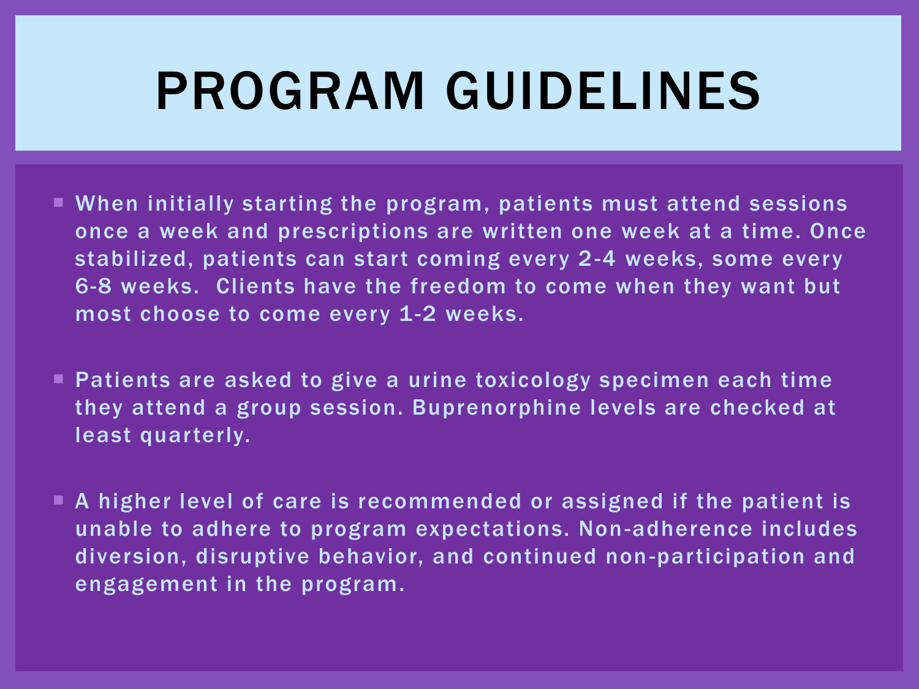# PROGRAM GUIDELINES

- When initially starting the program, patients must attend sessions once a week and prescriptions are written one week at a time. Once stabilized, patients can start coming every 2-4 weeks, some every 6-8 weeks. Clients have the freedom to come when they want but most choose to come every 1-2 weeks.

- Patients are asked to give a urine toxicology specimen each time they attend a group session. Buprenorphine levels are checked at least quarterly.

- A higher level of care is recommended or assigned if the patient is unable to adhere to program expectations. Non-adherence includes diversion, disruptive behavior, and continued non-participation and engagement in the program.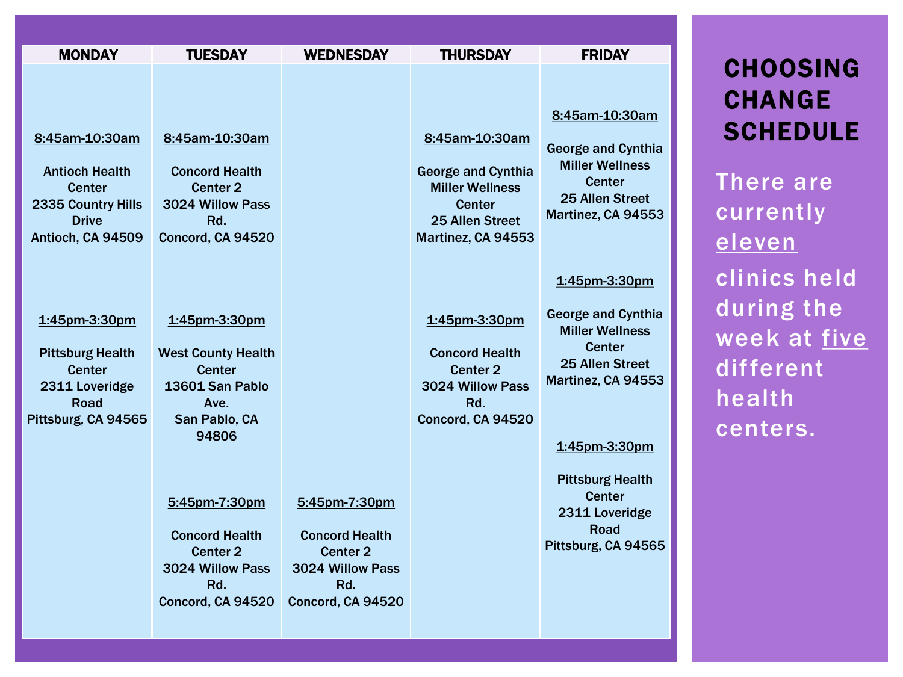# CHOOSING CHANGE SCHEDULE

There are currently eleven clinics held during the week at five different health centers.

| MONDAY | TUESDAY | WEDNESDAY | THURSDAY | FRIDAY |
|---|---|---|---|---|
| 8:45am-10:30am<br>Antioch Health Center<br>2335 Country Hills Drive<br>Antioch, CA 94509 | 8:45am-10:30am<br>Concord Health Center 2<br>3024 Willow Pass Rd.<br>Concord, CA 94520 | | 8:45am-10:30am<br>George and Cynthia Miller Wellness Center<br>25 Allen Street<br>Martinez, CA 94553 | 8:45am-10:30am<br>George and Cynthia Miller Wellness Center<br>25 Allen Street<br>Martinez, CA 94553 |
| 1:45pm-3:30pm<br>Pittsburg Health Center<br>2311 Loveridge Road<br>Pittsburg, CA 94565 | 1:45pm-3:30pm<br>West County Health Center<br>13601 San Pablo Ave.<br>San Pablo, CA 94806 | | 1:45pm-3:30pm<br>Concord Health Center 2<br>3024 Willow Pass Rd.<br>Concord, CA 94520 | 1:45pm-3:30pm<br>George and Cynthia Miller Wellness Center<br>25 Allen Street<br>Martinez, CA 94553 |
| | 5:45pm-7:30pm<br>Concord Health Center 2<br>3024 Willow Pass Rd.<br>Concord, CA 94520 | 5:45pm-7:30pm<br>Concord Health Center 2<br>3024 Willow Pass Rd.<br>Concord, CA 94520 | | 1:45pm-3:30pm<br>Pittsburg Health Center<br>2311 Loveridge Road<br>Pittsburg, CA 94565 |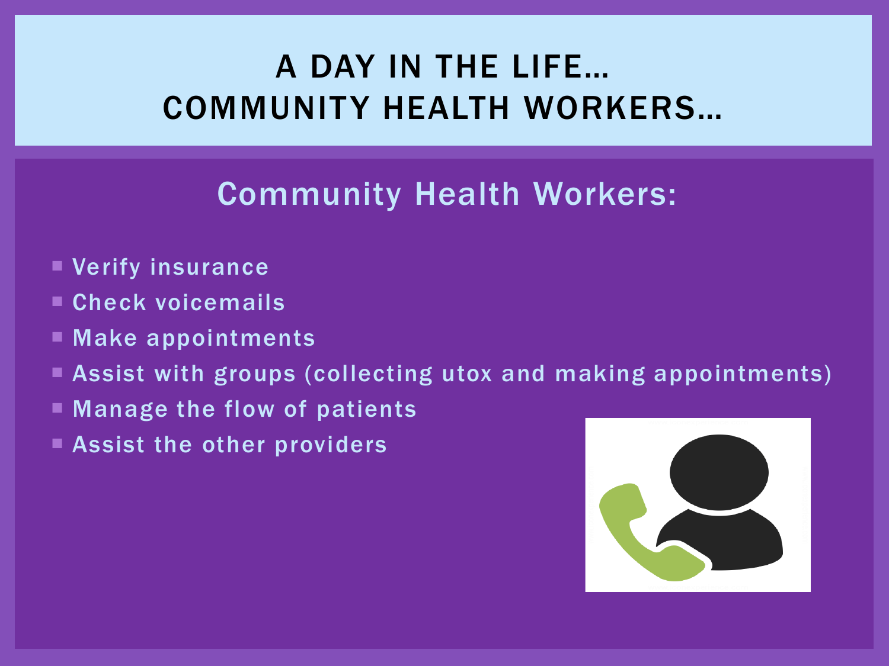# A DAY IN THE LIFE… COMMUNITY HEALTH WORKERS…

## Community Health Workers:

- Verify insurance
- Check voicemails
- Make appointments
- Assist with groups (collecting utox and making appointments)
- Manage the flow of patients
- Assist the other providers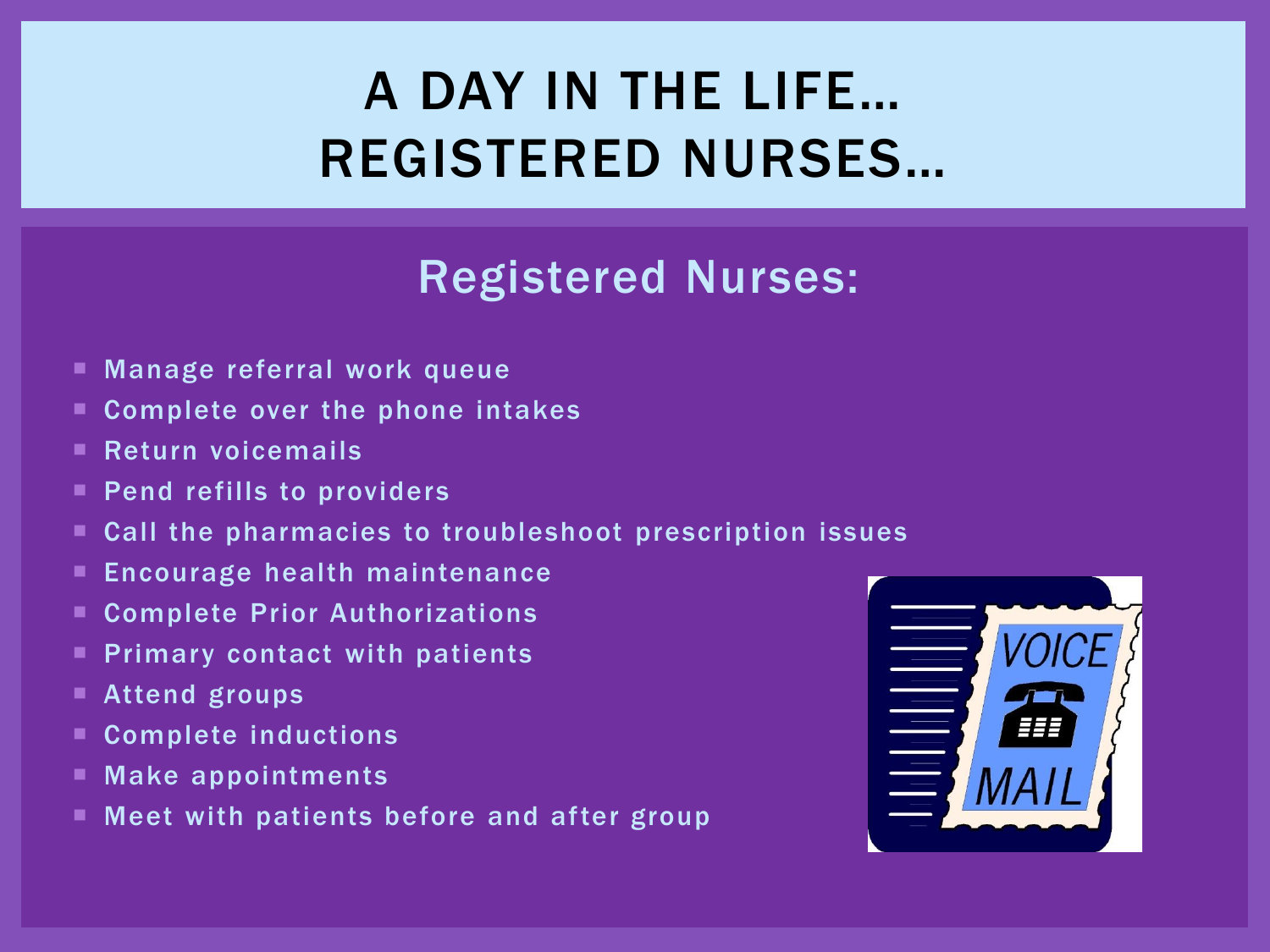# A DAY IN THE LIFE… REGISTERED NURSES…

## Registered Nurses:

- Manage referral work queue
- Complete over the phone intakes
- Return voicemails
- Pend refills to providers
- Call the pharmacies to troubleshoot prescription issues
- Encourage health maintenance
- Complete Prior Authorizations
- Primary contact with patients
- Attend groups
- Complete inductions
- Make appointments
- Meet with patients before and after group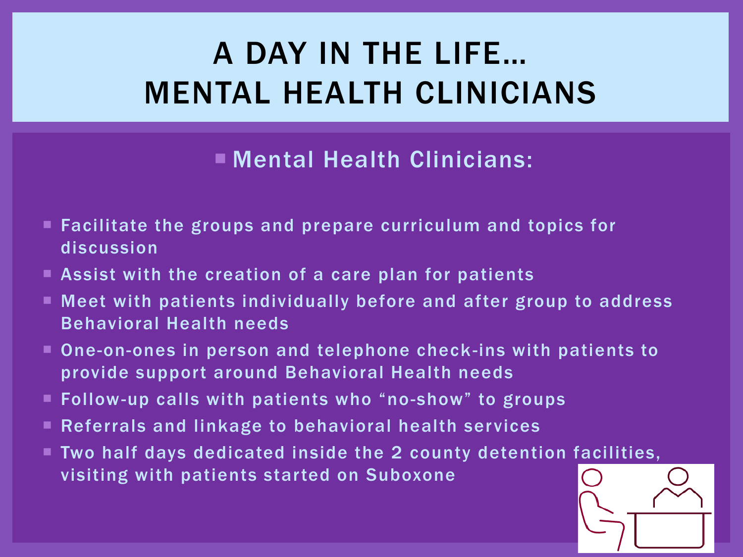# A DAY IN THE LIFE… MENTAL HEALTH CLINICIANS

- Mental Health Clinicians:

- Facilitate the groups and prepare curriculum and topics for discussion
- Assist with the creation of a care plan for patients
- Meet with patients individually before and after group to address Behavioral Health needs
- One-on-ones in person and telephone check-ins with patients to provide support around Behavioral Health needs
- Follow-up calls with patients who "no-show" to groups
- Referrals and linkage to behavioral health services
- Two half days dedicated inside the 2 county detention facilities, visiting with patients started on Suboxone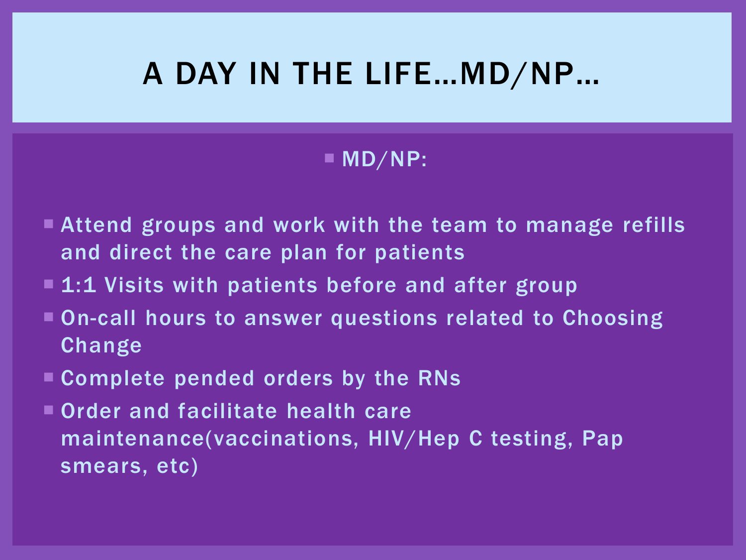# A DAY IN THE LIFE…MD/NP…

- MD/NP:

- Attend groups and work with the team to manage refills and direct the care plan for patients
- 1:1 Visits with patients before and after group
- On-call hours to answer questions related to Choosing Change
- Complete pended orders by the RNs
- Order and facilitate health care maintenance(vaccinations, HIV/Hep C testing, Pap smears, etc)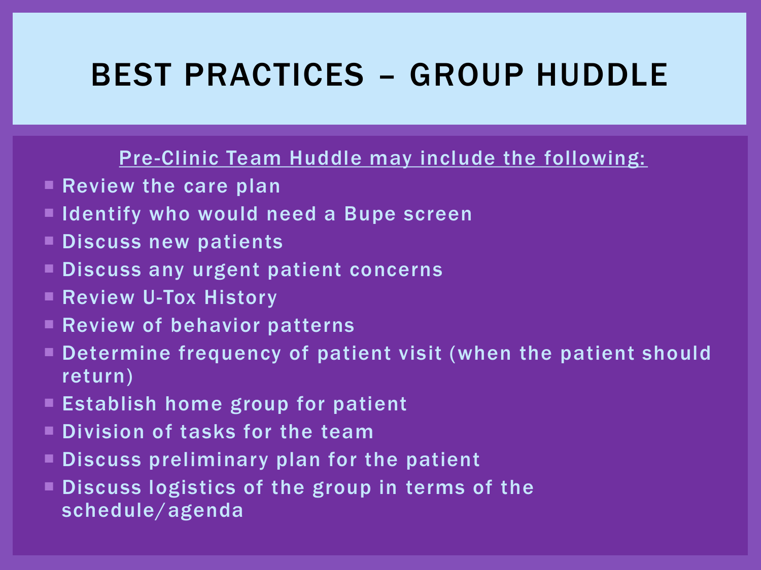# BEST PRACTICES – GROUP HUDDLE

Pre-Clinic Team Huddle may include the following:

- Review the care plan
- Identify who would need a Bupe screen
- Discuss new patients
- Discuss any urgent patient concerns
- Review U-Tox History
- Review of behavior patterns
- Determine frequency of patient visit (when the patient should return)
- Establish home group for patient
- Division of tasks for the team
- Discuss preliminary plan for the patient
- Discuss logistics of the group in terms of the schedule/agenda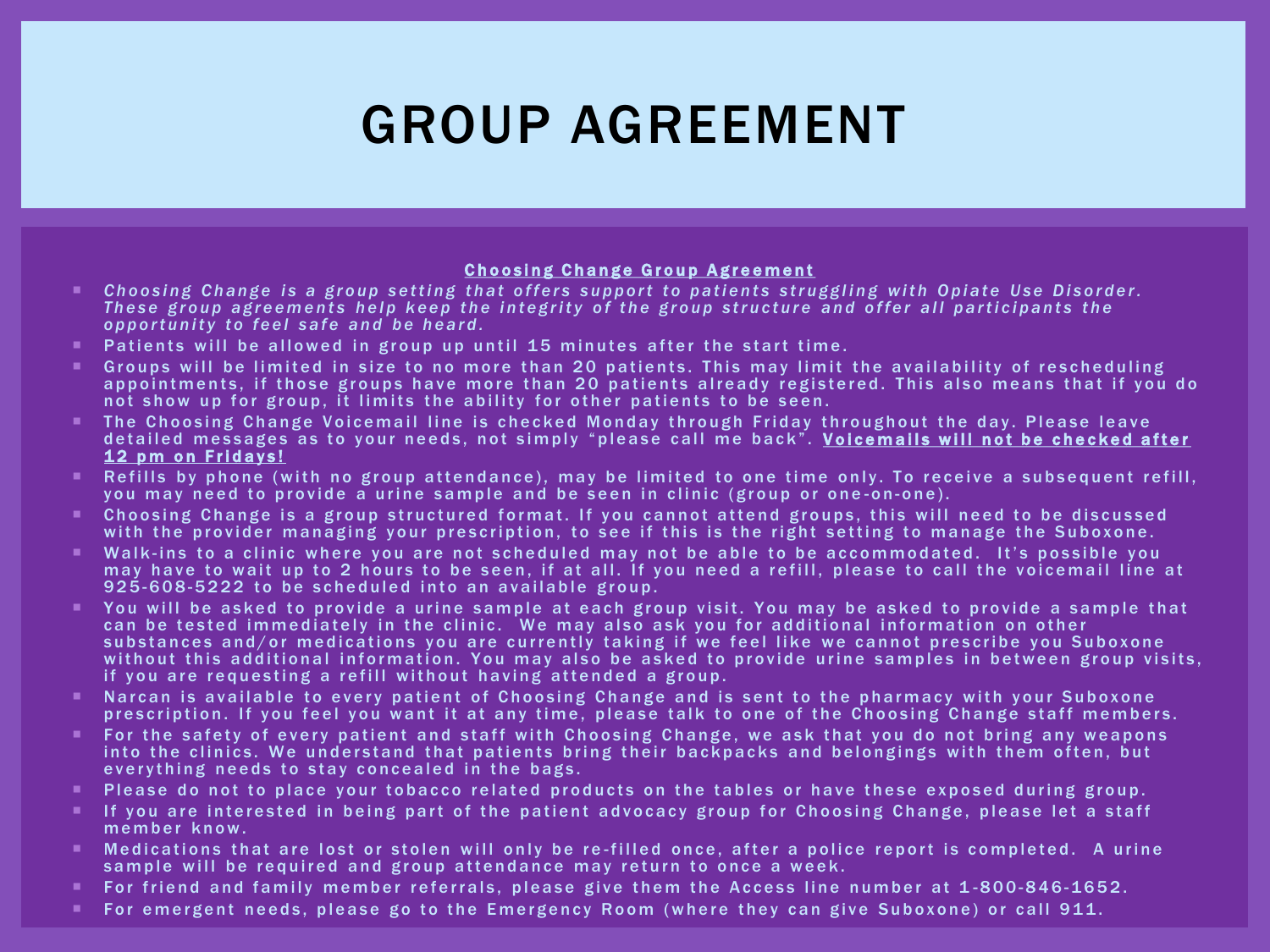# GROUP AGREEMENT

**Choosing Change Group Agreement**

- *Choosing Change is a group setting that offers support to patients struggling with Opiate Use Disorder. These group agreements help keep the integrity of the group structure and offer all participants the opportunity to feel safe and be heard.*
- Patients will be allowed in group up until 15 minutes after the start time.
- Groups will be limited in size to no more than 20 patients. This may limit the availability of rescheduling appointments, if those groups have more than 20 patients already registered. This also means that if you do not show up for group, it limits the ability for other patients to be seen.
- The Choosing Change Voicemail line is checked Monday through Friday throughout the day. Please leave detailed messages as to your needs, not simply "please call me back". **Voicemails will not be checked after 12 pm on Fridays!**
- Refills by phone (with no group attendance), may be limited to one time only. To receive a subsequent refill, you may need to provide a urine sample and be seen in clinic (group or one-on-one).
- Choosing Change is a group structured format. If you cannot attend groups, this will need to be discussed with the provider managing your prescription, to see if this is the right setting to manage the Suboxone.
- Walk-ins to a clinic where you are not scheduled may not be able to be accommodated. It's possible you may have to wait up to 2 hours to be seen, if at all. If you need a refill, please to call the voicemail line at 925-608-5222 to be scheduled into an available group.
- You will be asked to provide a urine sample at each group visit. You may be asked to provide a sample that can be tested immediately in the clinic. We may also ask you for additional information on other substances and/or medications you are currently taking if we feel like we cannot prescribe you Suboxone without this additional information. You may also be asked to provide urine samples in between group visits, if you are requesting a refill without having attended a group.
- Narcan is available to every patient of Choosing Change and is sent to the pharmacy with your Suboxone prescription. If you feel you want it at any time, please talk to one of the Choosing Change staff members.
- For the safety of every patient and staff with Choosing Change, we ask that you do not bring any weapons into the clinics. We understand that patients bring their backpacks and belongings with them often, but everything needs to stay concealed in the bags.
- Please do not to place your tobacco related products on the tables or have these exposed during group.
- If you are interested in being part of the patient advocacy group for Choosing Change, please let a staff member know.
- Medications that are lost or stolen will only be re-filled once, after a police report is completed. A urine sample will be required and group attendance may return to once a week.
- For friend and family member referrals, please give them the Access line number at 1-800-846-1652.
- For emergent needs, please go to the Emergency Room (where they can give Suboxone) or call 911.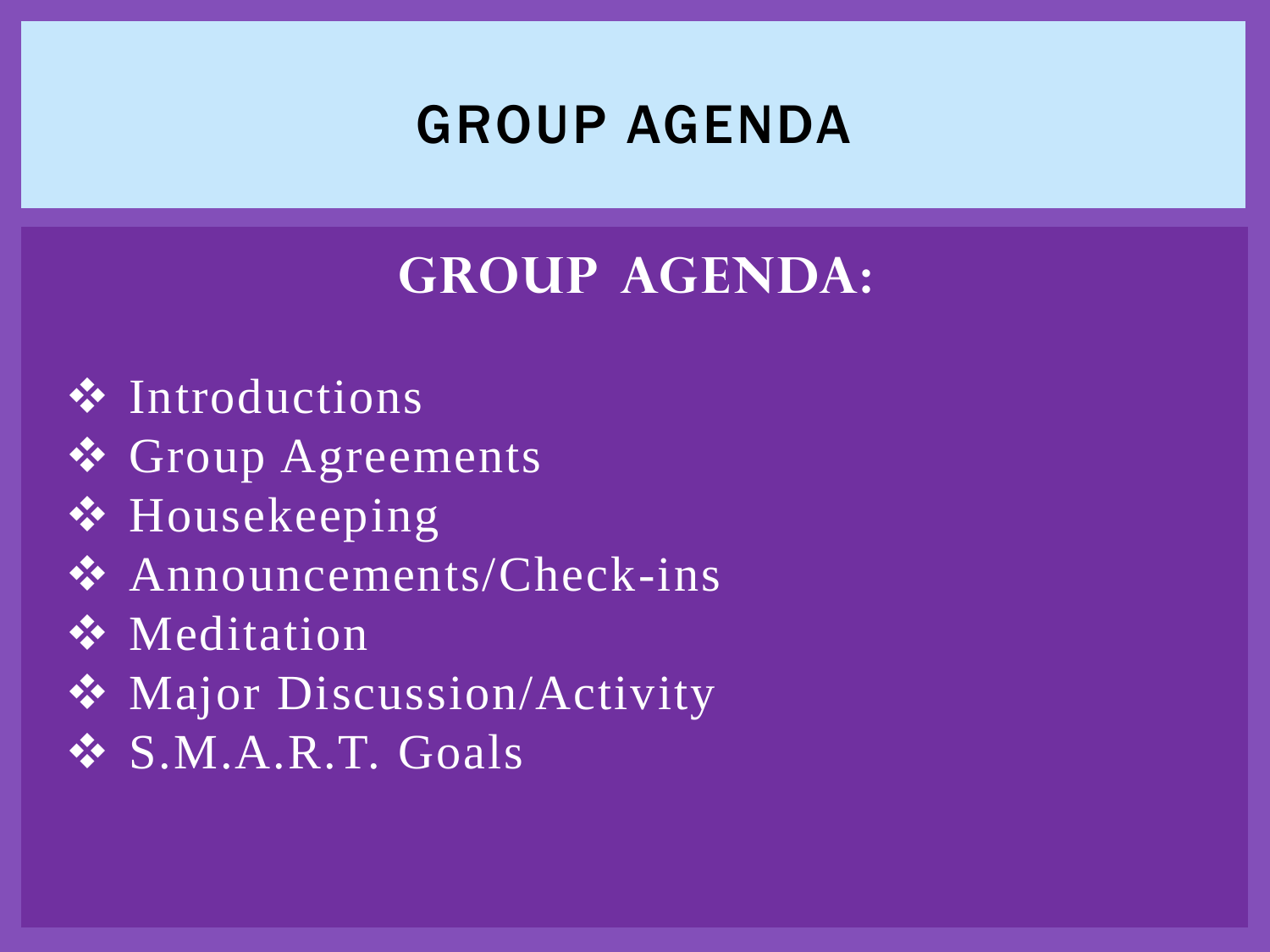# GROUP AGENDA

## GROUP AGENDA:

- ❖ Introductions
- ❖ Group Agreements
- ❖ Housekeeping
- ❖ Announcements/Check-ins
- ❖ Meditation
- ❖ Major Discussion/Activity
- ❖ S.M.A.R.T. Goals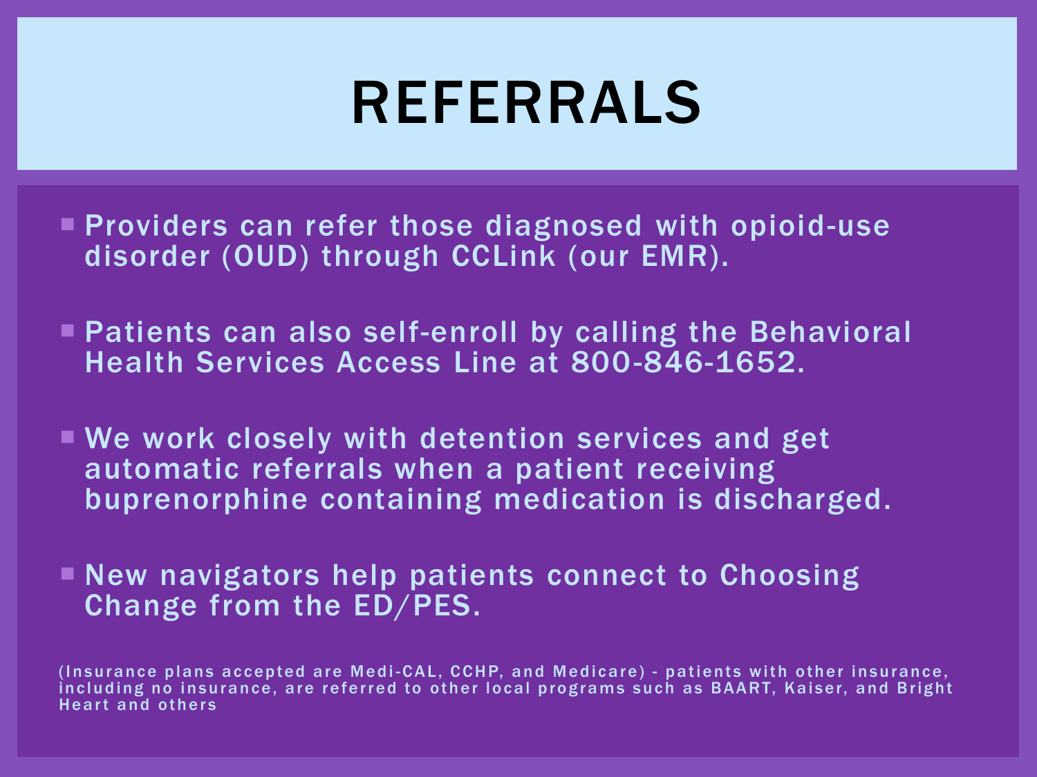# REFERRALS

- Providers can refer those diagnosed with opioid-use disorder (OUD) through CCLink (our EMR).
- Patients can also self-enroll by calling the Behavioral Health Services Access Line at 800-846-1652.
- We work closely with detention services and get automatic referrals when a patient receiving buprenorphine containing medication is discharged.
- New navigators help patients connect to Choosing Change from the ED/PES.

(Insurance plans accepted are Medi-CAL, CCHP, and Medicare) - patients with other insurance, including no insurance, are referred to other local programs such as BAART, Kaiser, and Bright Heart and others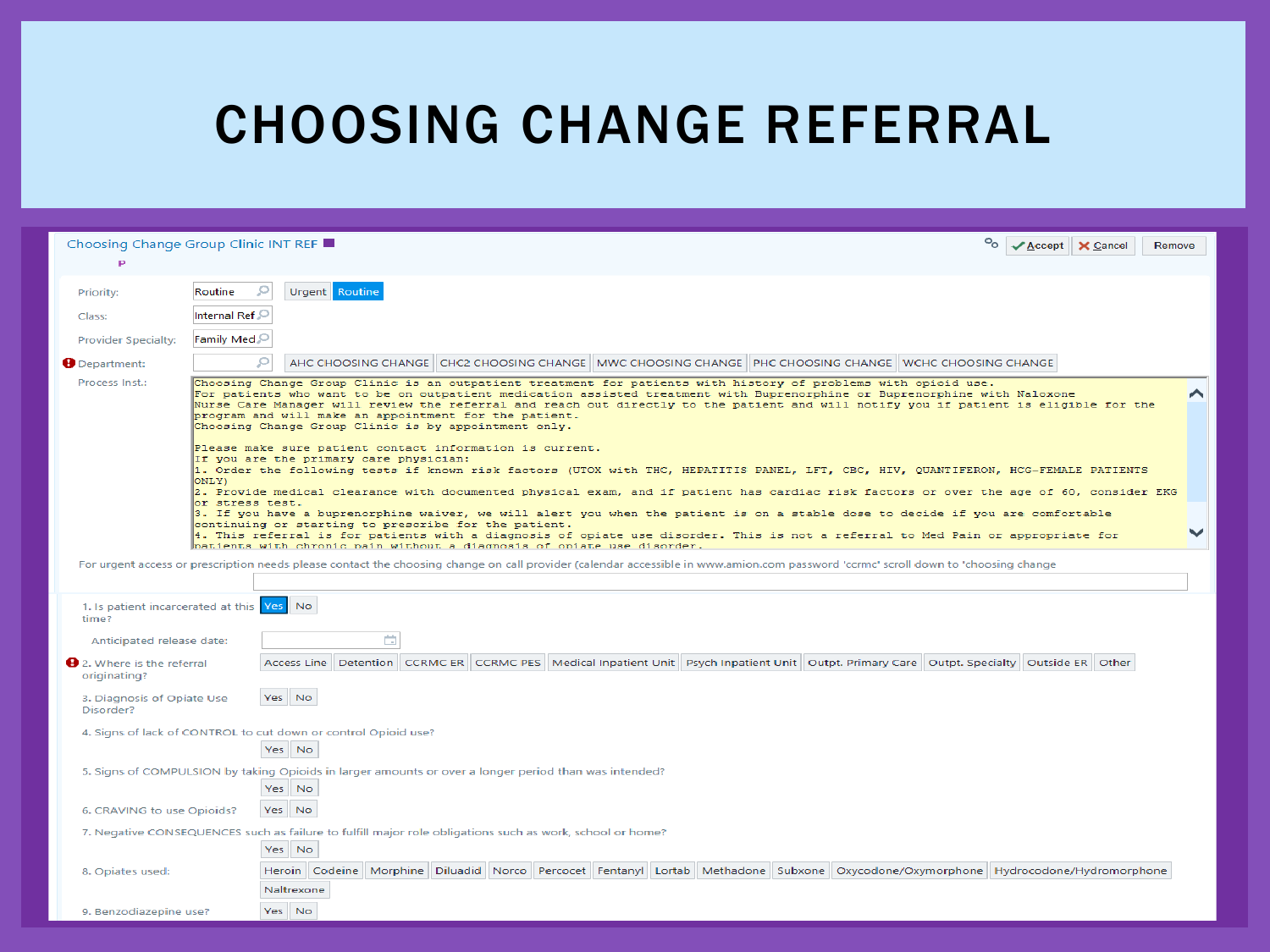# CHOOSING CHANGE REFERRAL

Choosing Change Group Clinic INT REF

Accept | Cancel | Remove

Priority: Routine — Urgent | Routine

Class: Internal Ref

Provider Specialty: Family Med

Department: AHC CHOOSING CHANGE | CHC2 CHOOSING CHANGE | MWC CHOOSING CHANGE | PHC CHOOSING CHANGE | WCHC CHOOSING CHANGE

Process Inst.:

```
Choosing Change Group Clinic is an outpatient treatment for patients with history of problems with opioid use.
For patients who want to be on outpatient medication assisted treatment with Buprenorphine or Buprenorphine with Naloxone
Nurse Care Manager will review the referral and reach out directly to the patient and will notify you if patient is eligible for the
program and will make an appointment for the patient.
Choosing Change Group Clinic is by appointment only.

Please make sure patient contact information is current.
If you are the primary care physician:
1. Order the following tests if known risk factors (UTOX with THC, HEPATITIS PANEL, LFT, CBC, HIV, QUANTIFERON, HCG-FEMALE PATIENTS
ONLY)
2. Provide medical clearance with documented physical exam, and if patient has cardiac risk factors or over the age of 60, consider EKG
or stress test.
3. If you have a buprenorphine waiver, we will alert you when the patient is on a stable dose to decide if you are comfortable
continuing or starting to prescribe for the patient.
4. This referral is for patients with a diagnosis of opiate use disorder. This is not a referral to Med Pain or appropriate for
patients with chronic pain without a diagnosis of opiate use disorder.
```

For urgent access or prescription needs please contact the choosing change on call provider (calendar accessible in www.amion.com password 'ccrmc' scroll down to 'choosing change

1. Is patient incarcerated at this time? Yes | No

Anticipated release date:

2. Where is the referral originating? Access Line | Detention | CCRMC ER | CCRMC PES | Medical Inpatient Unit | Psych Inpatient Unit | Outpt. Primary Care | Outpt. Specialty | Outside ER | Other

3. Diagnosis of Opiate Use Disorder? Yes | No

4. Signs of lack of CONTROL to cut down or control Opioid use? Yes | No

5. Signs of COMPULSION by taking Opioids in larger amounts or over a longer period than was intended? Yes | No

6. CRAVING to use Opioids? Yes | No

7. Negative CONSEQUENCES such as failure to fulfill major role obligations such as work, school or home? Yes | No

8. Opiates used: Heroin | Codeine | Morphine | Diluadid | Norco | Percocet | Fentanyl | Lortab | Methadone | Subxone | Oxycodone/Oxymorphone | Hydrocodone/Hydromorphone | Naltrexone

9. Benzodiazepine use? Yes | No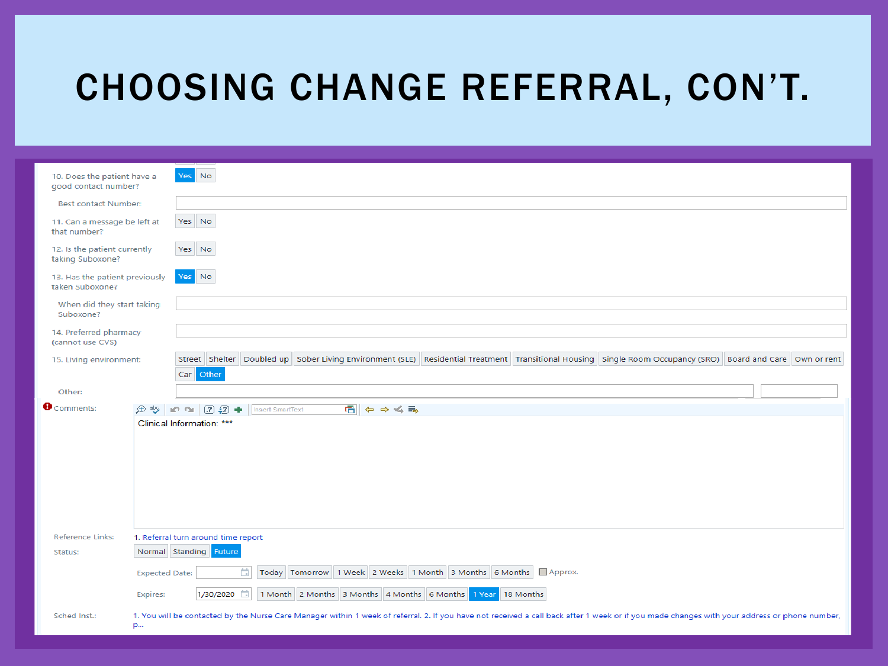# CHOOSING CHANGE REFERRAL, CON'T.

10. Does the patient have a good contact number? Yes No

Best contact Number:

11. Can a message be left at that number? Yes No

12. Is the patient currently taking Suboxone? Yes No

13. Has the patient previously taken Suboxone? Yes No

When did they start taking Suboxone?

14. Preferred pharmacy (cannot use CVS)

15. Living environment: Street | Shelter | Doubled up | Sober Living Environment (SLE) | Residential Treatment | Transitional Housing | Single Room Occupancy (SRO) | Board and Care | Own or rent | Car | Other

Other:

Comments:

Insert SmartText

Clinical Information: ***

Reference Links: 1. Referral turn around time report

Status: Normal | Standing | Future

Expected Date: Today | Tomorrow | 1 Week | 2 Weeks | 1 Month | 3 Months | 6 Months | Approx.

Expires: 1/30/2020 | 1 Month | 2 Months | 3 Months | 4 Months | 6 Months | 1 Year | 18 Months

Sched Inst.: 1. You will be contacted by the Nurse Care Manager within 1 week of referral. 2. If you have not received a call back after 1 week or if you made changes with your address or phone number, p...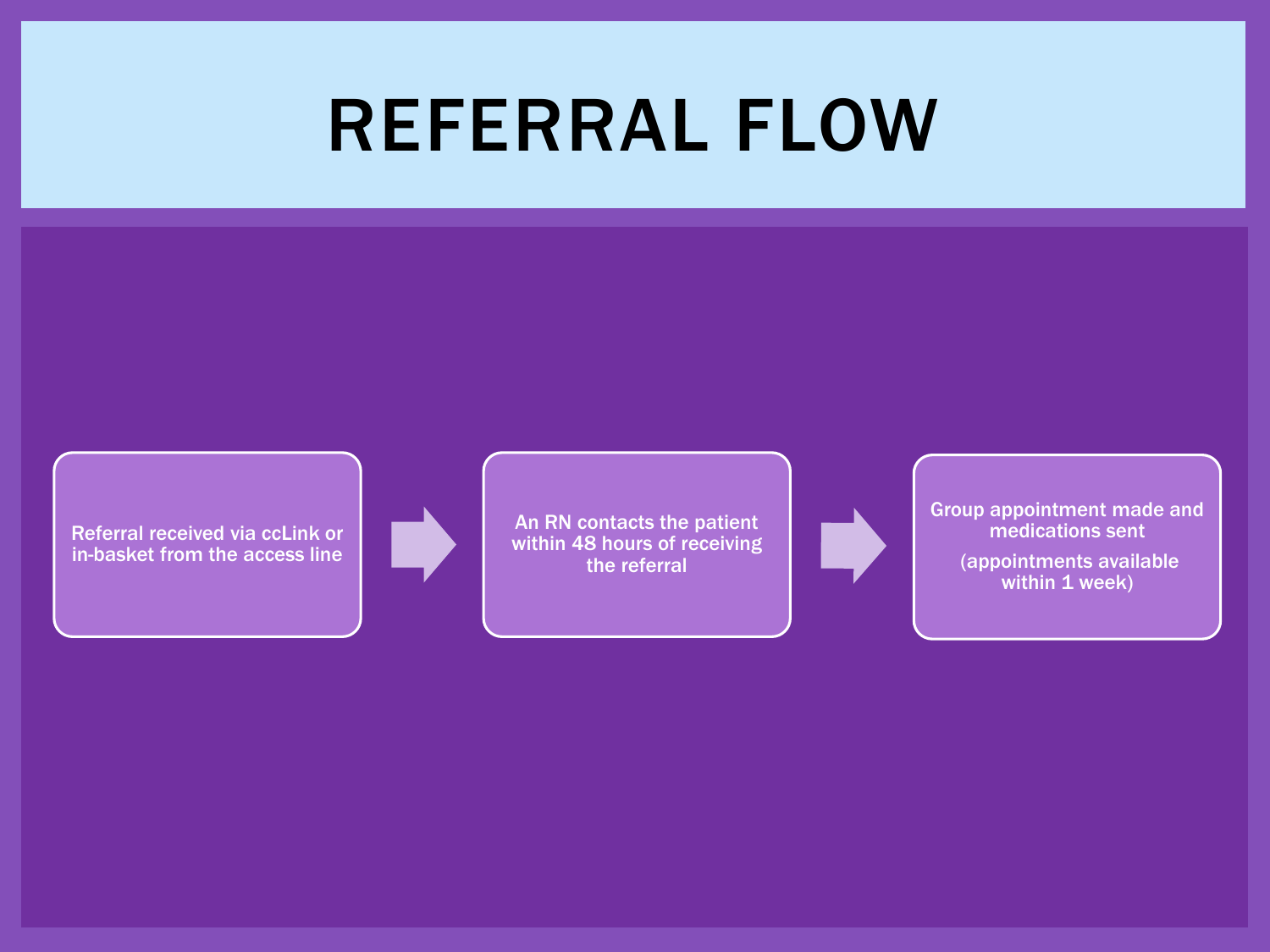# REFERRAL FLOW

Referral received via ccLink or in-basket from the access line

An RN contacts the patient within 48 hours of receiving the referral

Group appointment made and medications sent

(appointments available within 1 week)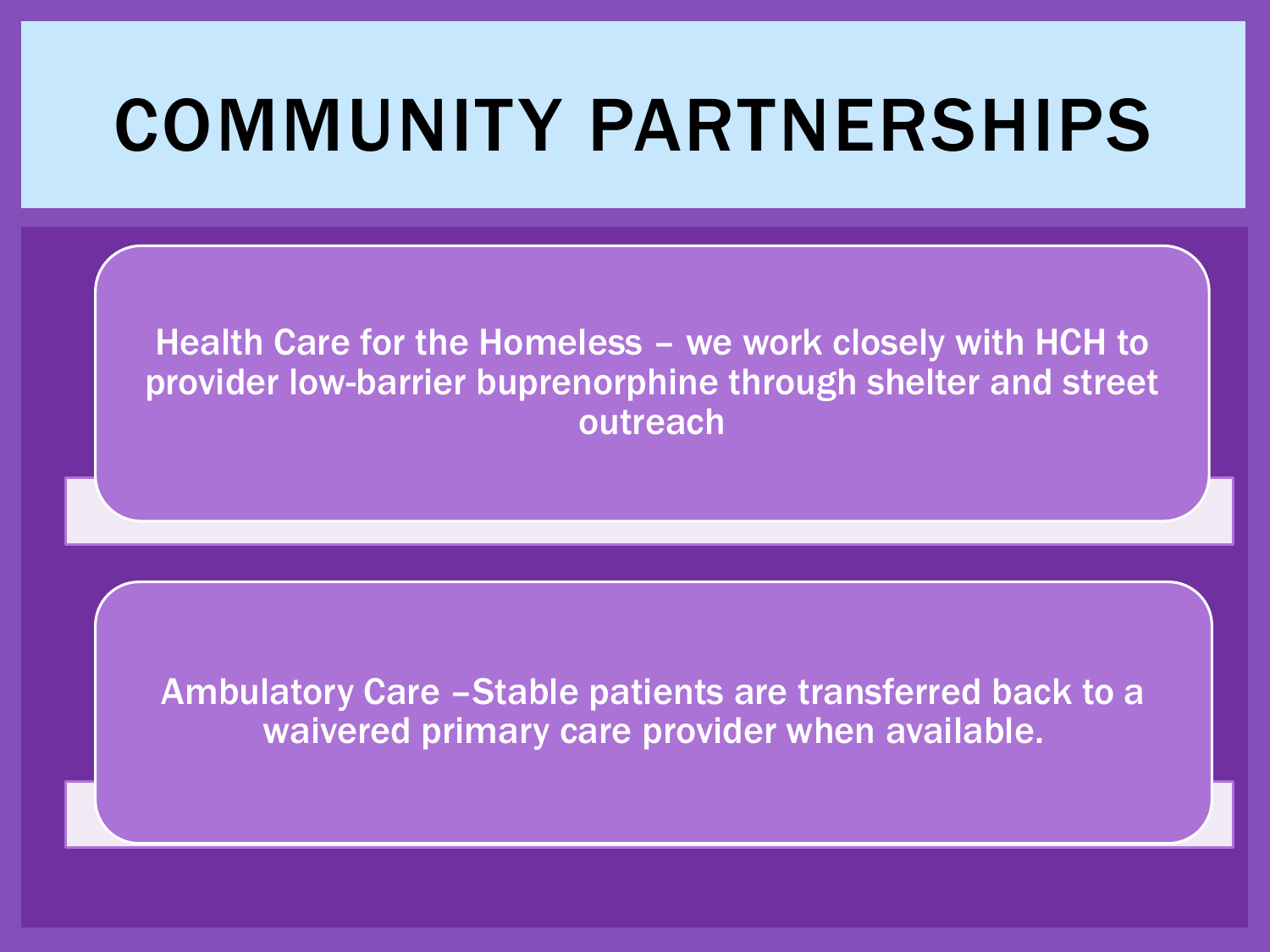# COMMUNITY PARTNERSHIPS

Health Care for the Homeless – we work closely with HCH to provider low-barrier buprenorphine through shelter and street outreach

Ambulatory Care –Stable patients are transferred back to a waivered primary care provider when available.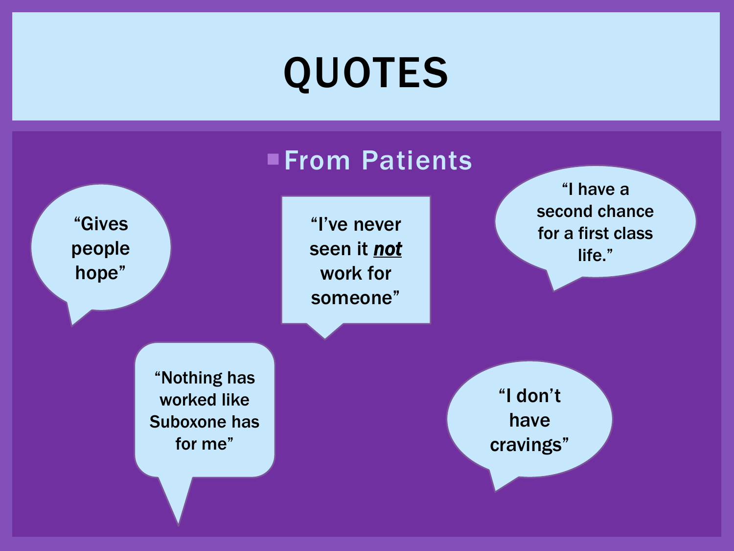# QUOTES

- From Patients

"Gives people hope"

"I've never seen it ***not*** work for someone"

"I have a second chance for a first class life."

"Nothing has worked like Suboxone has for me"

"I don't have cravings"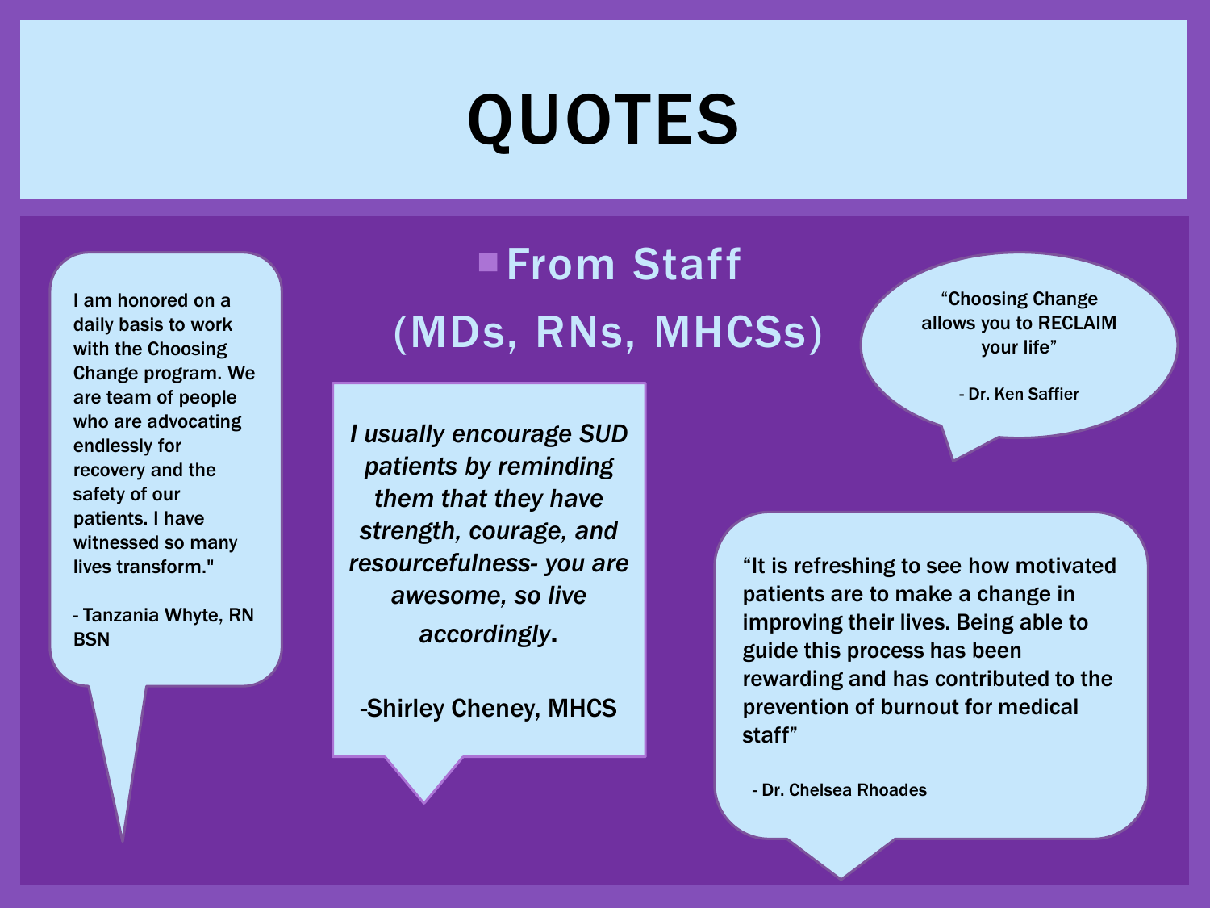# QUOTES

## From Staff (MDs, RNs, MHCSs)

I am honored on a daily basis to work with the Choosing Change program. We are team of people who are advocating endlessly for recovery and the safety of our patients. I have witnessed so many lives transform."

- Tanzania Whyte, RN BSN

*I usually encourage SUD patients by reminding them that they have strength, courage, and resourcefulness- you are awesome, so live accordingly*.

-Shirley Cheney, MHCS

"Choosing Change allows you to RECLAIM your life"

- Dr. Ken Saffier

"It is refreshing to see how motivated patients are to make a change in improving their lives. Being able to guide this process has been rewarding and has contributed to the prevention of burnout for medical staff"

- Dr. Chelsea Rhoades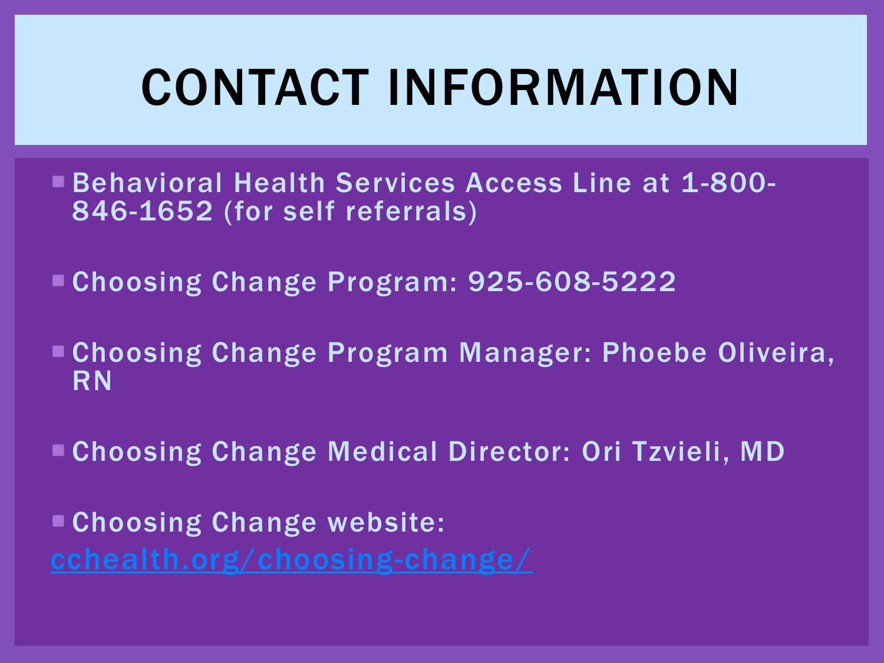# CONTACT INFORMATION

- Behavioral Health Services Access Line at 1-800-846-1652 (for self referrals)
- Choosing Change Program: 925-608-5222
- Choosing Change Program Manager: Phoebe Oliveira, RN
- Choosing Change Medical Director: Ori Tzvieli, MD
- Choosing Change website: [cchealth.org/choosing-change/](cchealth.org/choosing-change/)